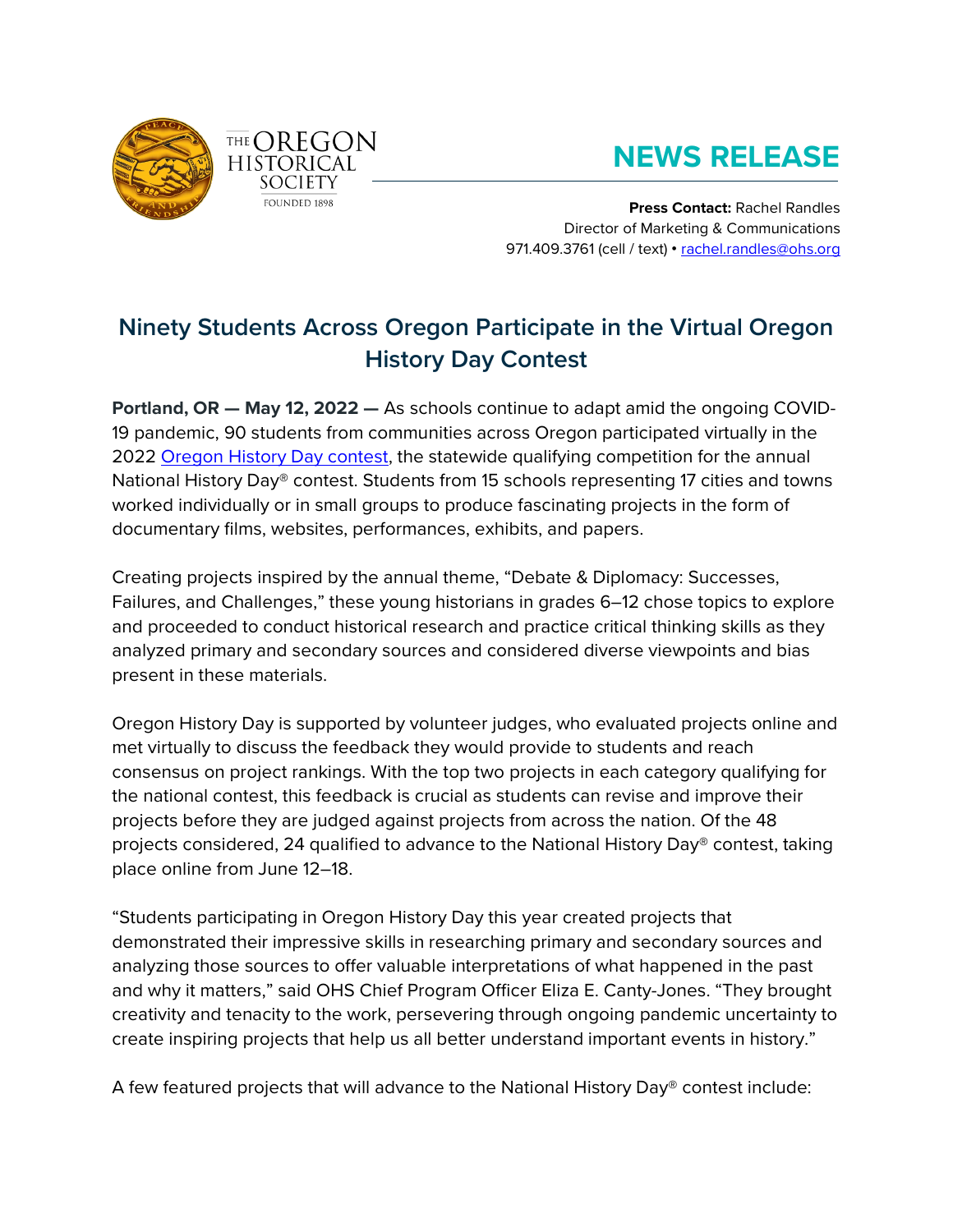THE OREGON HISTORICAL SOCIETY
FOUNDED 1898

# NEWS RELEASE

**Press Contact:** Rachel Randles
Director of Marketing & Communications
971.409.3761 (cell / text) • rachel.randles@ohs.org

## Ninety Students Across Oregon Participate in the Virtual Oregon History Day Contest

**Portland, OR — May 12, 2022 —** As schools continue to adapt amid the ongoing COVID-19 pandemic, 90 students from communities across Oregon participated virtually in the 2022 Oregon History Day contest, the statewide qualifying competition for the annual National History Day® contest. Students from 15 schools representing 17 cities and towns worked individually or in small groups to produce fascinating projects in the form of documentary films, websites, performances, exhibits, and papers.

Creating projects inspired by the annual theme, "Debate & Diplomacy: Successes, Failures, and Challenges," these young historians in grades 6–12 chose topics to explore and proceeded to conduct historical research and practice critical thinking skills as they analyzed primary and secondary sources and considered diverse viewpoints and bias present in these materials.

Oregon History Day is supported by volunteer judges, who evaluated projects online and met virtually to discuss the feedback they would provide to students and reach consensus on project rankings. With the top two projects in each category qualifying for the national contest, this feedback is crucial as students can revise and improve their projects before they are judged against projects from across the nation. Of the 48 projects considered, 24 qualified to advance to the National History Day® contest, taking place online from June 12–18.

"Students participating in Oregon History Day this year created projects that demonstrated their impressive skills in researching primary and secondary sources and analyzing those sources to offer valuable interpretations of what happened in the past and why it matters," said OHS Chief Program Officer Eliza E. Canty-Jones. "They brought creativity and tenacity to the work, persevering through ongoing pandemic uncertainty to create inspiring projects that help us all better understand important events in history."

A few featured projects that will advance to the National History Day® contest include: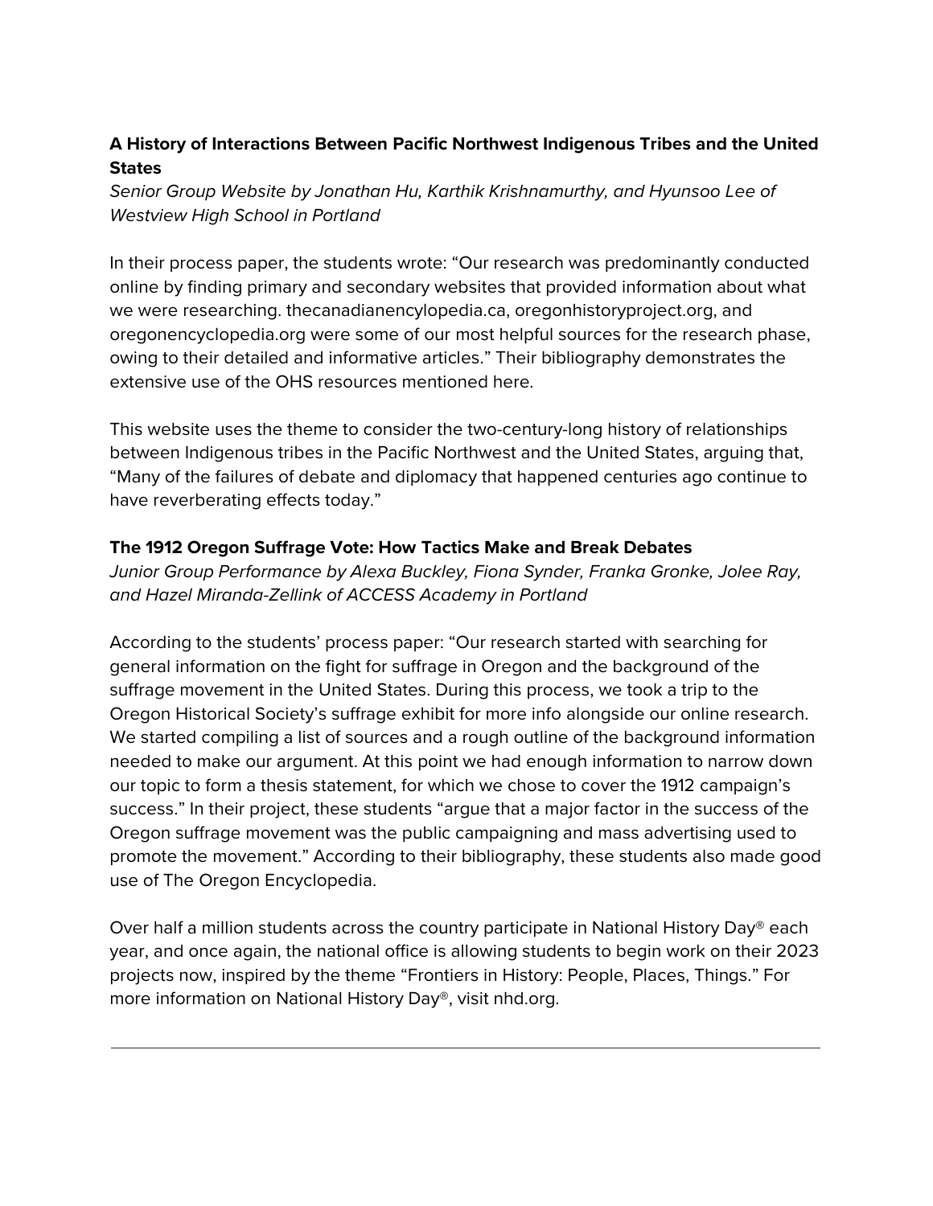**A History of Interactions Between Pacific Northwest Indigenous Tribes and the United States**

*Senior Group Website by Jonathan Hu, Karthik Krishnamurthy, and Hyunsoo Lee of Westview High School in Portland*

In their process paper, the students wrote: "Our research was predominantly conducted online by finding primary and secondary websites that provided information about what we were researching. thecanadianencylopedia.ca, oregonhistoryproject.org, and oregonencyclopedia.org were some of our most helpful sources for the research phase, owing to their detailed and informative articles." Their bibliography demonstrates the extensive use of the OHS resources mentioned here.

This website uses the theme to consider the two-century-long history of relationships between Indigenous tribes in the Pacific Northwest and the United States, arguing that, "Many of the failures of debate and diplomacy that happened centuries ago continue to have reverberating effects today."

**The 1912 Oregon Suffrage Vote: How Tactics Make and Break Debates**

*Junior Group Performance by Alexa Buckley, Fiona Synder, Franka Gronke, Jolee Ray, and Hazel Miranda-Zellink of ACCESS Academy in Portland*

According to the students' process paper: "Our research started with searching for general information on the fight for suffrage in Oregon and the background of the suffrage movement in the United States. During this process, we took a trip to the Oregon Historical Society's suffrage exhibit for more info alongside our online research. We started compiling a list of sources and a rough outline of the background information needed to make our argument. At this point we had enough information to narrow down our topic to form a thesis statement, for which we chose to cover the 1912 campaign's success." In their project, these students "argue that a major factor in the success of the Oregon suffrage movement was the public campaigning and mass advertising used to promote the movement." According to their bibliography, these students also made good use of The Oregon Encyclopedia.

Over half a million students across the country participate in National History Day® each year, and once again, the national office is allowing students to begin work on their 2023 projects now, inspired by the theme "Frontiers in History: People, Places, Things." For more information on National History Day®, visit nhd.org.

---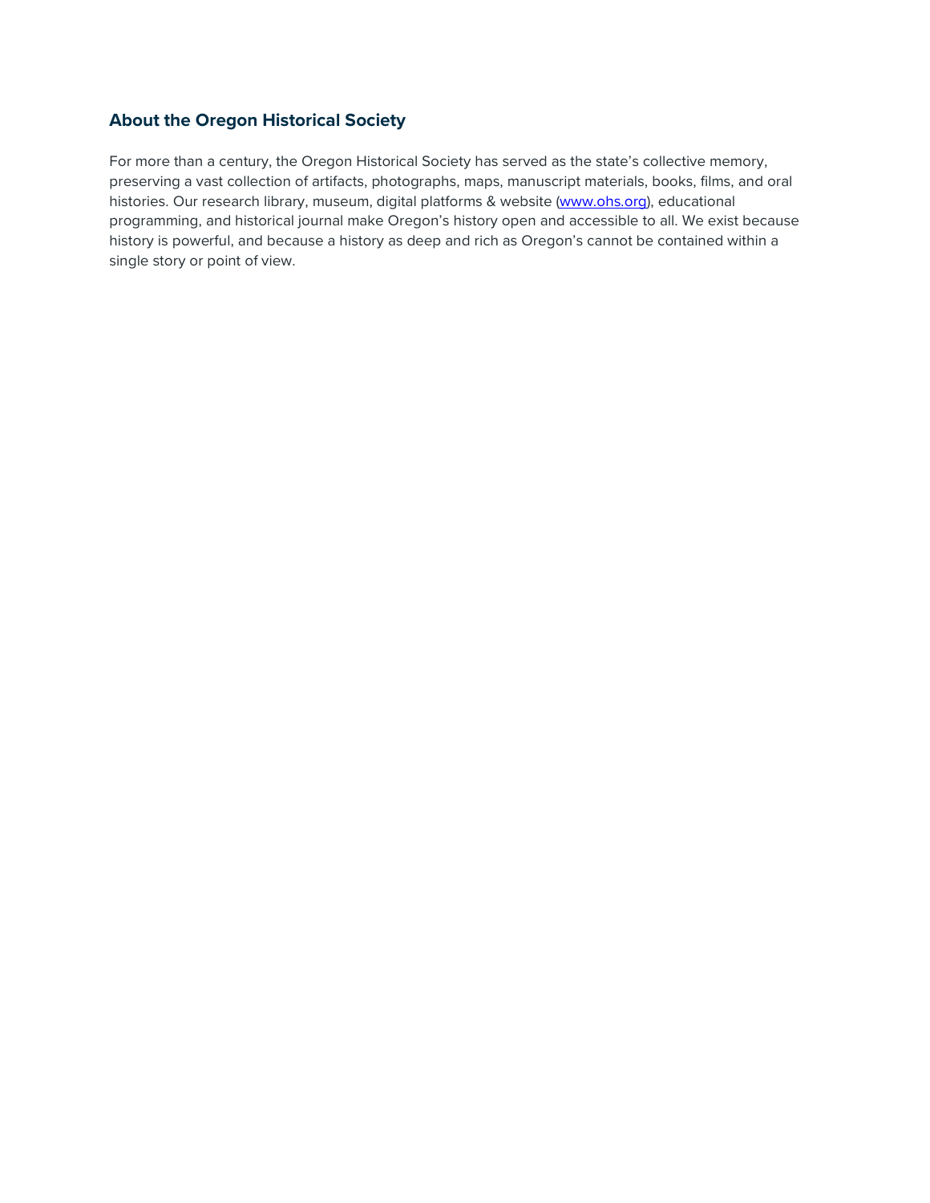## About the Oregon Historical Society

For more than a century, the Oregon Historical Society has served as the state's collective memory, preserving a vast collection of artifacts, photographs, maps, manuscript materials, books, films, and oral histories. Our research library, museum, digital platforms & website ([www.ohs.org](http://www.ohs.org)), educational programming, and historical journal make Oregon's history open and accessible to all. We exist because history is powerful, and because a history as deep and rich as Oregon's cannot be contained within a single story or point of view.